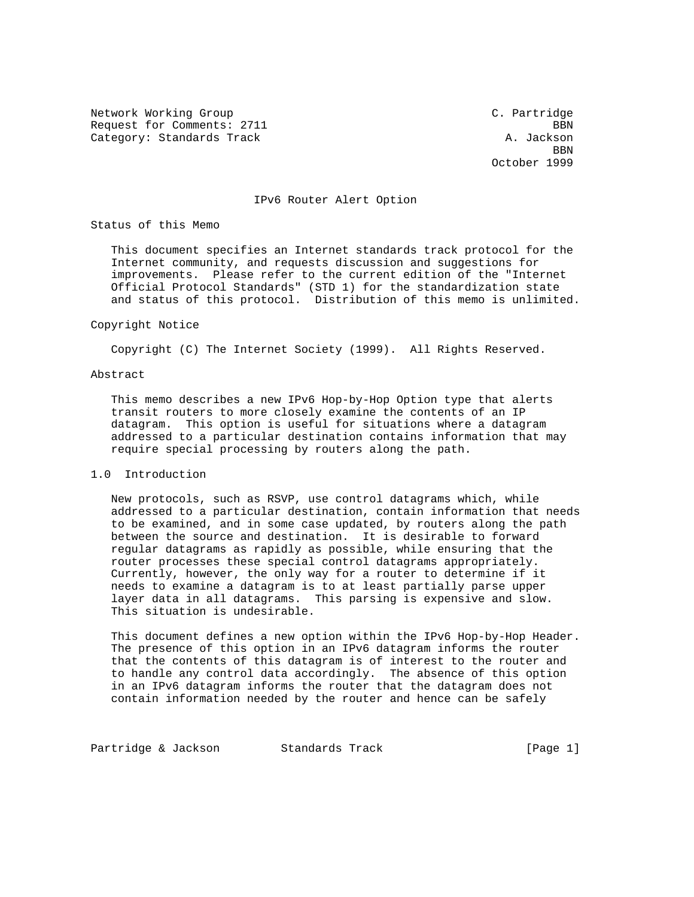Network Working Group C. Partridge
Request for Comments: 2711 BBN
Category: Standards Track A. Jackson
BBN
October 1999

# IPv6 Router Alert Option

## Status of this Memo

This document specifies an Internet standards track protocol for the Internet community, and requests discussion and suggestions for improvements. Please refer to the current edition of the "Internet Official Protocol Standards" (STD 1) for the standardization state and status of this protocol. Distribution of this memo is unlimited.

## Copyright Notice

Copyright (C) The Internet Society (1999). All Rights Reserved.

## Abstract

This memo describes a new IPv6 Hop-by-Hop Option type that alerts transit routers to more closely examine the contents of an IP datagram. This option is useful for situations where a datagram addressed to a particular destination contains information that may require special processing by routers along the path.

## 1.0 Introduction

New protocols, such as RSVP, use control datagrams which, while addressed to a particular destination, contain information that needs to be examined, and in some case updated, by routers along the path between the source and destination. It is desirable to forward regular datagrams as rapidly as possible, while ensuring that the router processes these special control datagrams appropriately. Currently, however, the only way for a router to determine if it needs to examine a datagram is to at least partially parse upper layer data in all datagrams. This parsing is expensive and slow. This situation is undesirable.

This document defines a new option within the IPv6 Hop-by-Hop Header. The presence of this option in an IPv6 datagram informs the router that the contents of this datagram is of interest to the router and to handle any control data accordingly. The absence of this option in an IPv6 datagram informs the router that the datagram does not contain information needed by the router and hence can be safely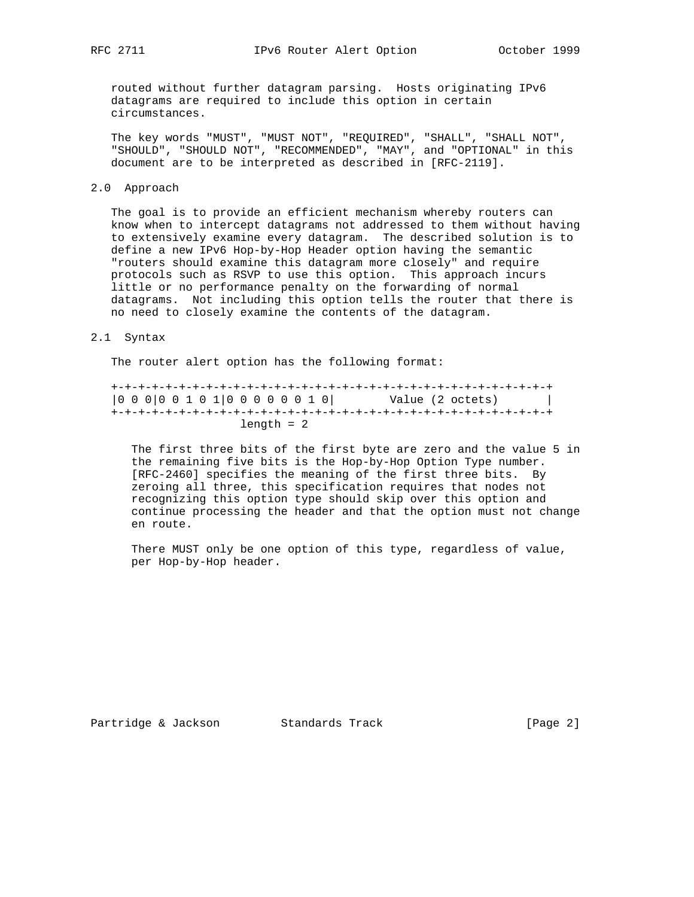routed without further datagram parsing. Hosts originating IPv6 datagrams are required to include this option in certain circumstances.

The key words "MUST", "MUST NOT", "REQUIRED", "SHALL", "SHALL NOT", "SHOULD", "SHOULD NOT", "RECOMMENDED", "MAY", and "OPTIONAL" in this document are to be interpreted as described in [RFC-2119].

## 2.0 Approach

The goal is to provide an efficient mechanism whereby routers can know when to intercept datagrams not addressed to them without having to extensively examine every datagram. The described solution is to define a new IPv6 Hop-by-Hop Header option having the semantic "routers should examine this datagram more closely" and require protocols such as RSVP to use this option. This approach incurs little or no performance penalty on the forwarding of normal datagrams. Not including this option tells the router that there is no need to closely examine the contents of the datagram.

## 2.1 Syntax

The router alert option has the following format:

```
+-+-+-+-+-+-+-+-+-+-+-+-+-+-+-+-+-+-+-+-+-+-+-+-+-+-+-+-+-+-+-+-+
|0 0 0|0 0 1 0 1|0 0 0 0 0 0 1 0|        Value (2 octets)       |
+-+-+-+-+-+-+-+-+-+-+-+-+-+-+-+-+-+-+-+-+-+-+-+-+-+-+-+-+-+-+-+-+
                  length = 2
```

The first three bits of the first byte are zero and the value 5 in the remaining five bits is the Hop-by-Hop Option Type number. [RFC-2460] specifies the meaning of the first three bits. By zeroing all three, this specification requires that nodes not recognizing this option type should skip over this option and continue processing the header and that the option must not change en route.

There MUST only be one option of this type, regardless of value, per Hop-by-Hop header.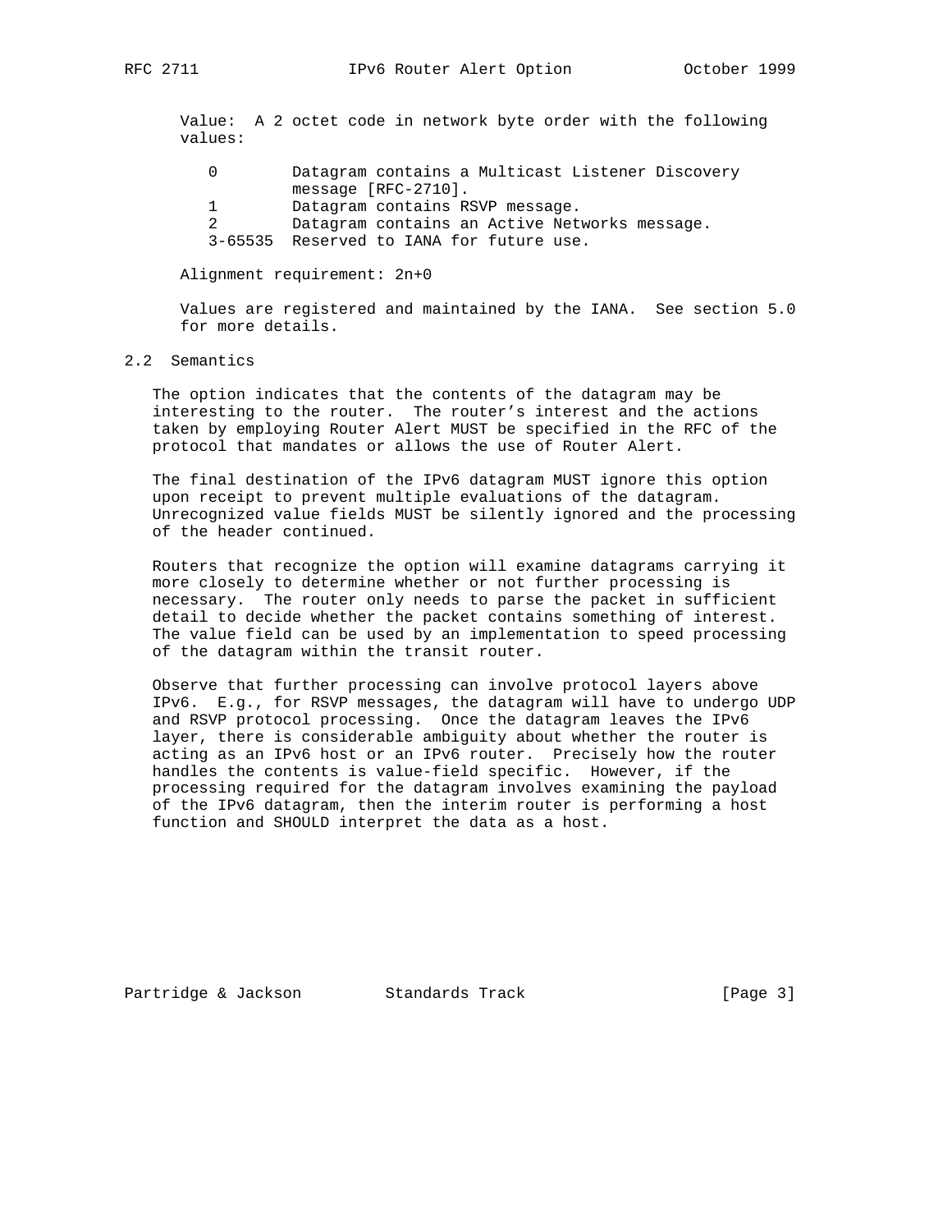Value: A 2 octet code in network byte order with the following values:

| | |
|---|---|
| 0 | Datagram contains a Multicast Listener Discovery message [RFC-2710]. |
| 1 | Datagram contains RSVP message. |
| 2 | Datagram contains an Active Networks message. |
| 3-65535 | Reserved to IANA for future use. |

Alignment requirement: 2n+0

Values are registered and maintained by the IANA. See section 5.0 for more details.

## 2.2 Semantics

The option indicates that the contents of the datagram may be interesting to the router. The router's interest and the actions taken by employing Router Alert MUST be specified in the RFC of the protocol that mandates or allows the use of Router Alert.

The final destination of the IPv6 datagram MUST ignore this option upon receipt to prevent multiple evaluations of the datagram. Unrecognized value fields MUST be silently ignored and the processing of the header continued.

Routers that recognize the option will examine datagrams carrying it more closely to determine whether or not further processing is necessary. The router only needs to parse the packet in sufficient detail to decide whether the packet contains something of interest. The value field can be used by an implementation to speed processing of the datagram within the transit router.

Observe that further processing can involve protocol layers above IPv6. E.g., for RSVP messages, the datagram will have to undergo UDP and RSVP protocol processing. Once the datagram leaves the IPv6 layer, there is considerable ambiguity about whether the router is acting as an IPv6 host or an IPv6 router. Precisely how the router handles the contents is value-field specific. However, if the processing required for the datagram involves examining the payload of the IPv6 datagram, then the interim router is performing a host function and SHOULD interpret the data as a host.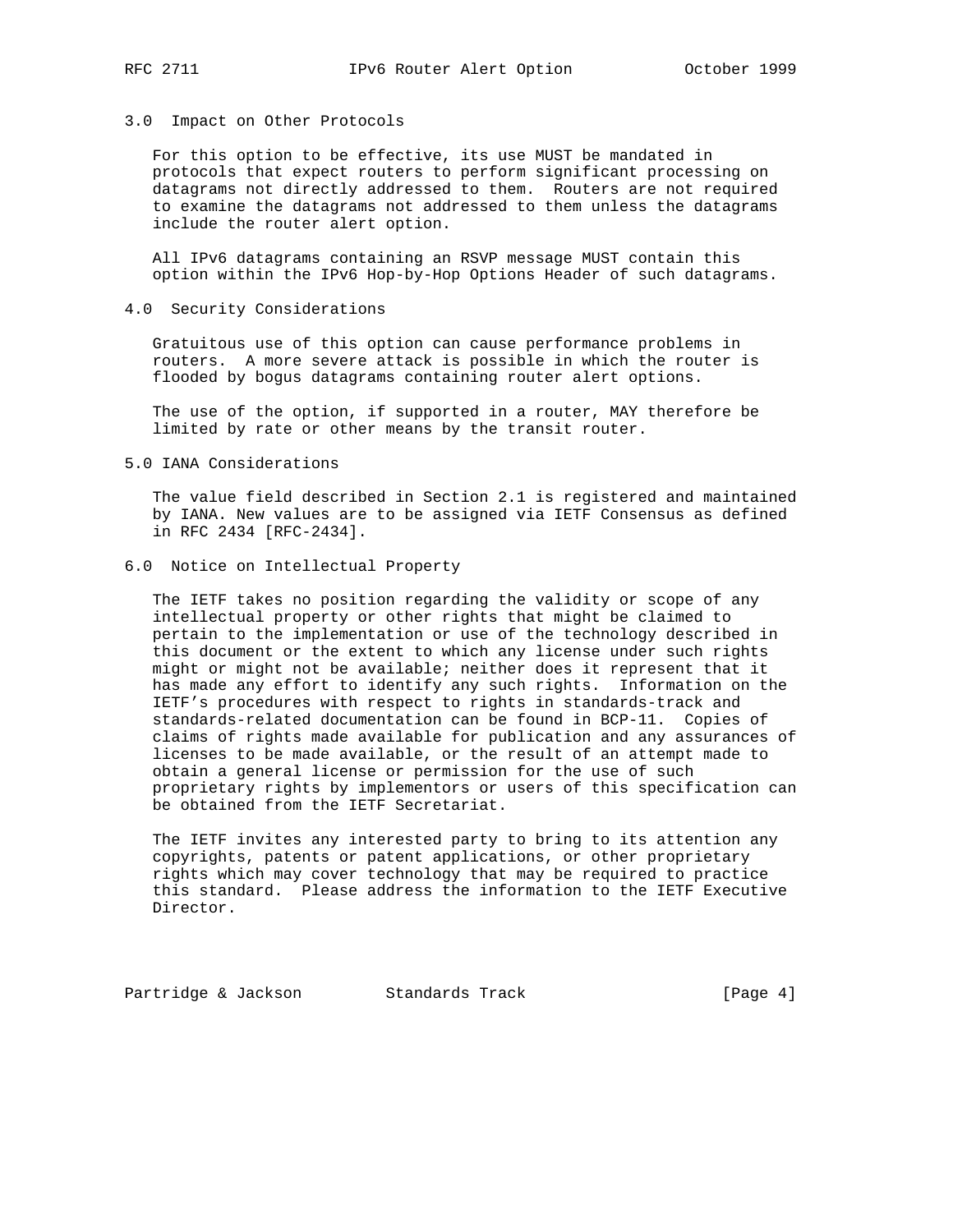## 3.0 Impact on Other Protocols

For this option to be effective, its use MUST be mandated in protocols that expect routers to perform significant processing on datagrams not directly addressed to them. Routers are not required to examine the datagrams not addressed to them unless the datagrams include the router alert option.

All IPv6 datagrams containing an RSVP message MUST contain this option within the IPv6 Hop-by-Hop Options Header of such datagrams.

## 4.0 Security Considerations

Gratuitous use of this option can cause performance problems in routers. A more severe attack is possible in which the router is flooded by bogus datagrams containing router alert options.

The use of the option, if supported in a router, MAY therefore be limited by rate or other means by the transit router.

## 5.0 IANA Considerations

The value field described in Section 2.1 is registered and maintained by IANA. New values are to be assigned via IETF Consensus as defined in RFC 2434 [RFC-2434].

## 6.0 Notice on Intellectual Property

The IETF takes no position regarding the validity or scope of any intellectual property or other rights that might be claimed to pertain to the implementation or use of the technology described in this document or the extent to which any license under such rights might or might not be available; neither does it represent that it has made any effort to identify any such rights. Information on the IETF's procedures with respect to rights in standards-track and standards-related documentation can be found in BCP-11. Copies of claims of rights made available for publication and any assurances of licenses to be made available, or the result of an attempt made to obtain a general license or permission for the use of such proprietary rights by implementors or users of this specification can be obtained from the IETF Secretariat.

The IETF invites any interested party to bring to its attention any copyrights, patents or patent applications, or other proprietary rights which may cover technology that may be required to practice this standard. Please address the information to the IETF Executive Director.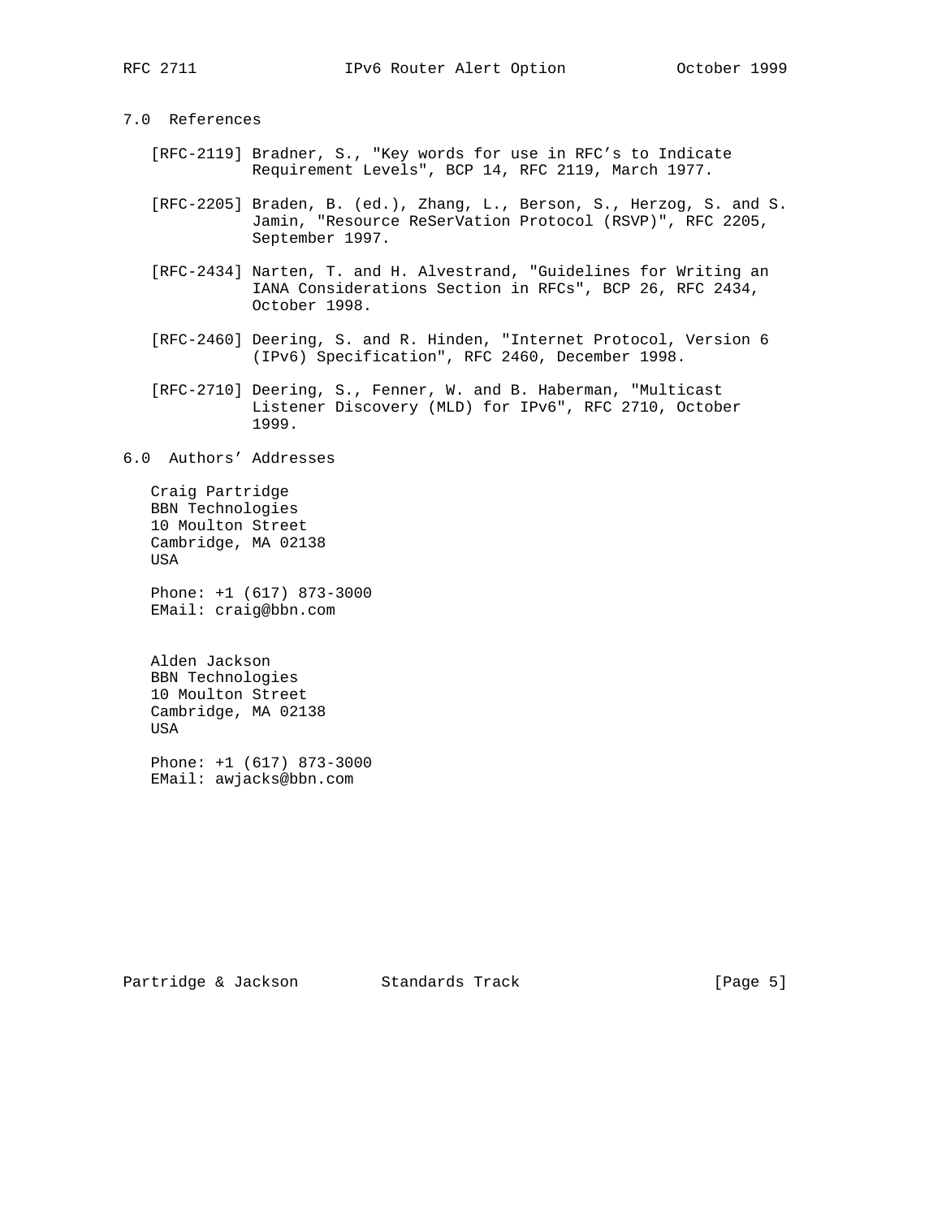## 7.0 References

[RFC-2119] Bradner, S., "Key words for use in RFC's to Indicate Requirement Levels", BCP 14, RFC 2119, March 1977.

[RFC-2205] Braden, B. (ed.), Zhang, L., Berson, S., Herzog, S. and S. Jamin, "Resource ReSerVation Protocol (RSVP)", RFC 2205, September 1997.

[RFC-2434] Narten, T. and H. Alvestrand, "Guidelines for Writing an IANA Considerations Section in RFCs", BCP 26, RFC 2434, October 1998.

[RFC-2460] Deering, S. and R. Hinden, "Internet Protocol, Version 6 (IPv6) Specification", RFC 2460, December 1998.

[RFC-2710] Deering, S., Fenner, W. and B. Haberman, "Multicast Listener Discovery (MLD) for IPv6", RFC 2710, October 1999.

## 6.0 Authors' Addresses

Craig Partridge
BBN Technologies
10 Moulton Street
Cambridge, MA 02138
USA

Phone: +1 (617) 873-3000
EMail: craig@bbn.com

Alden Jackson
BBN Technologies
10 Moulton Street
Cambridge, MA 02138
USA

Phone: +1 (617) 873-3000
EMail: awjacks@bbn.com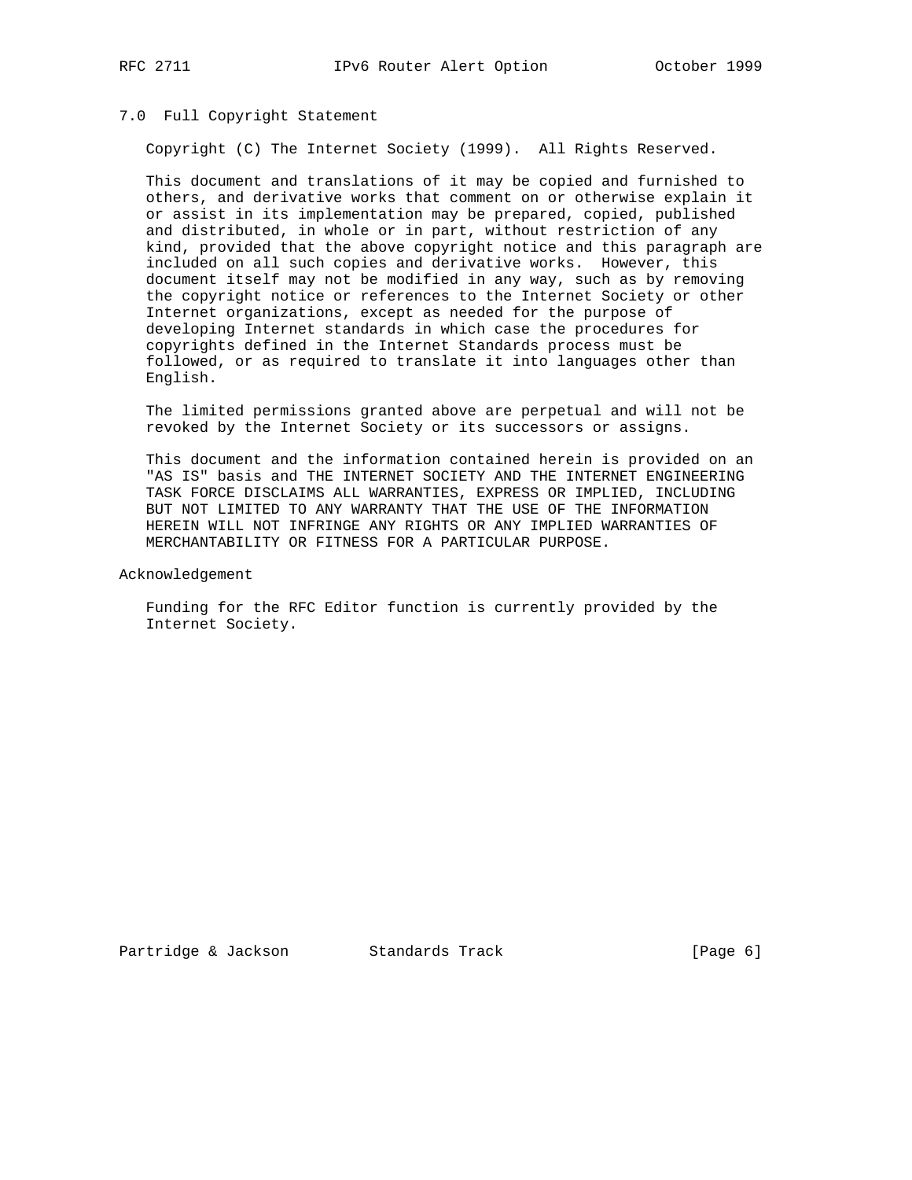## 7.0 Full Copyright Statement

Copyright (C) The Internet Society (1999). All Rights Reserved.

This document and translations of it may be copied and furnished to others, and derivative works that comment on or otherwise explain it or assist in its implementation may be prepared, copied, published and distributed, in whole or in part, without restriction of any kind, provided that the above copyright notice and this paragraph are included on all such copies and derivative works. However, this document itself may not be modified in any way, such as by removing the copyright notice or references to the Internet Society or other Internet organizations, except as needed for the purpose of developing Internet standards in which case the procedures for copyrights defined in the Internet Standards process must be followed, or as required to translate it into languages other than English.

The limited permissions granted above are perpetual and will not be revoked by the Internet Society or its successors or assigns.

This document and the information contained herein is provided on an "AS IS" basis and THE INTERNET SOCIETY AND THE INTERNET ENGINEERING TASK FORCE DISCLAIMS ALL WARRANTIES, EXPRESS OR IMPLIED, INCLUDING BUT NOT LIMITED TO ANY WARRANTY THAT THE USE OF THE INFORMATION HEREIN WILL NOT INFRINGE ANY RIGHTS OR ANY IMPLIED WARRANTIES OF MERCHANTABILITY OR FITNESS FOR A PARTICULAR PURPOSE.

## Acknowledgement

Funding for the RFC Editor function is currently provided by the Internet Society.